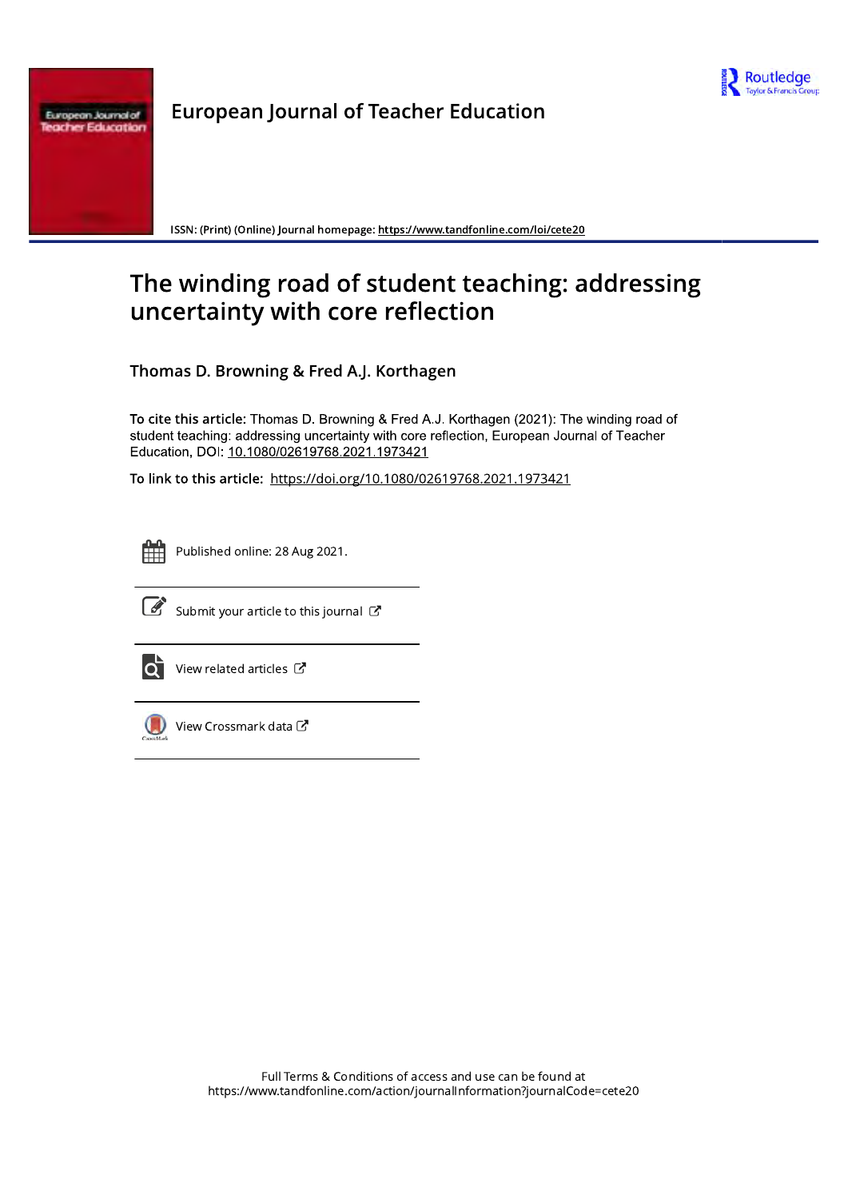# European Journal of Teacher Education

ISSN: (Print) (Online) Journal homepage: https://www.tandfonline.com/loi/cete20

# The winding road of student teaching: addressing uncertainty with core reflection

## Thomas D. Browning & Fred A.J. Korthagen

**To cite this article:** Thomas D. Browning & Fred A.J. Korthagen (2021): The winding road of student teaching: addressing uncertainty with core reflection, European Journal of Teacher Education, DOI: 10.1080/02619768.2021.1973421

**To link to this article:** https://doi.org/10.1080/02619768.2021.1973421

Published online: 28 Aug 2021.

Submit your article to this journal

View related articles

View Crossmark data

Full Terms & Conditions of access and use can be found at
https://www.tandfonline.com/action/journalInformation?journalCode=cete20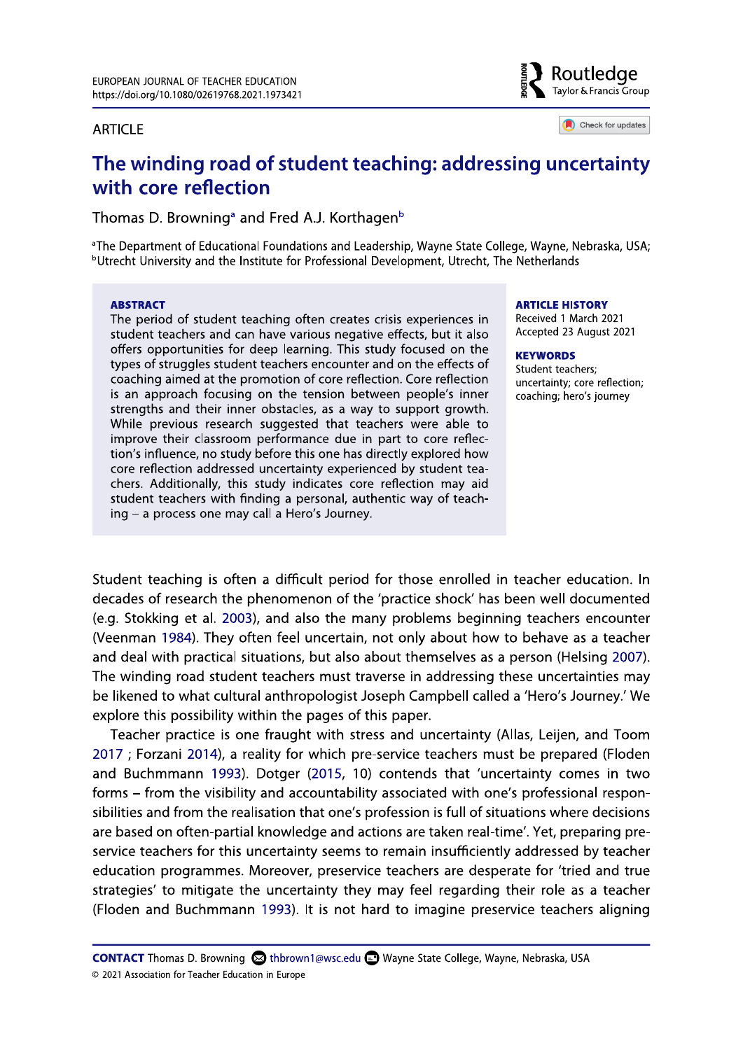ARTICLE

# The winding road of student teaching: addressing uncertainty with core reflection

Thomas D. Browning[a] and Fred A.J. Korthagen[b]

[a]The Department of Educational Foundations and Leadership, Wayne State College, Wayne, Nebraska, USA; [b]Utrecht University and the Institute for Professional Development, Utrecht, The Netherlands

## ABSTRACT

The period of student teaching often creates crisis experiences in student teachers and can have various negative effects, but it also offers opportunities for deep learning. This study focused on the types of struggles student teachers encounter and on the effects of coaching aimed at the promotion of core reflection. Core reflection is an approach focusing on the tension between people's inner strengths and their inner obstacles, as a way to support growth. While previous research suggested that teachers were able to improve their classroom performance due in part to core reflection's influence, no study before this one has directly explored how core reflection addressed uncertainty experienced by student teachers. Additionally, this study indicates core reflection may aid student teachers with finding a personal, authentic way of teaching – a process one may call a Hero's Journey.

**ARTICLE HISTORY**
Received 1 March 2021
Accepted 23 August 2021

**KEYWORDS**
Student teachers; uncertainty; core reflection; coaching; hero's journey

Student teaching is often a difficult period for those enrolled in teacher education. In decades of research the phenomenon of the 'practice shock' has been well documented (e.g. Stokking et al. 2003), and also the many problems beginning teachers encounter (Veenman 1984). They often feel uncertain, not only about how to behave as a teacher and deal with practical situations, but also about themselves as a person (Helsing 2007). The winding road student teachers must traverse in addressing these uncertainties may be likened to what cultural anthropologist Joseph Campbell called a 'Hero's Journey.' We explore this possibility within the pages of this paper.

Teacher practice is one fraught with stress and uncertainty (Allas, Leijen, and Toom 2017 ; Forzani 2014), a reality for which pre-service teachers must be prepared (Floden and Buchmmann 1993). Dotger (2015, 10) contends that 'uncertainty comes in two forms – from the visibility and accountability associated with one's professional responsibilities and from the realisation that one's profession is full of situations where decisions are based on often-partial knowledge and actions are taken real-time'. Yet, preparing preservice teachers for this uncertainty seems to remain insufficiently addressed by teacher education programmes. Moreover, preservice teachers are desperate for 'tried and true strategies' to mitigate the uncertainty they may feel regarding their role as a teacher (Floden and Buchmmann 1993). It is not hard to imagine preservice teachers aligning

**CONTACT** Thomas D. Browning thbrown1@wsc.edu Wayne State College, Wayne, Nebraska, USA
© 2021 Association for Teacher Education in Europe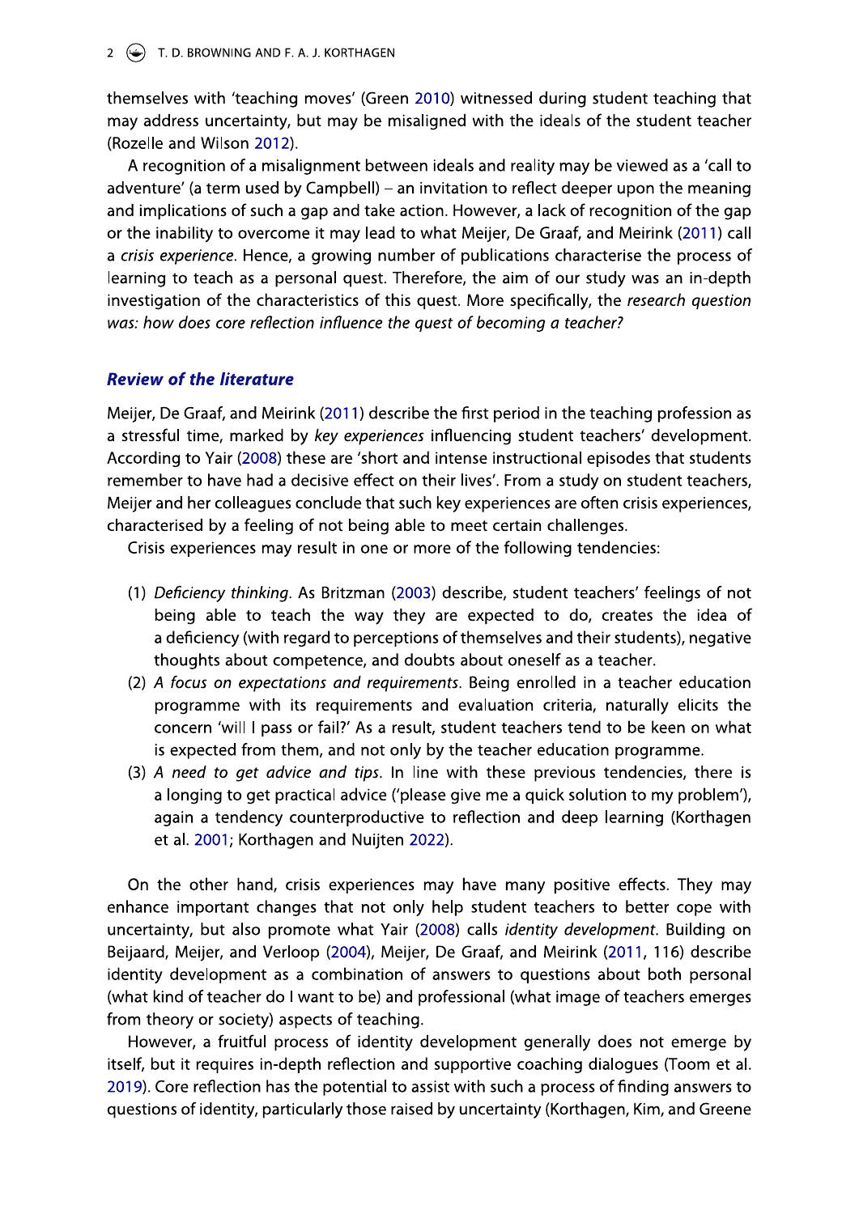themselves with 'teaching moves' (Green 2010) witnessed during student teaching that may address uncertainty, but may be misaligned with the ideals of the student teacher (Rozelle and Wilson 2012).

A recognition of a misalignment between ideals and reality may be viewed as a 'call to adventure' (a term used by Campbell) – an invitation to reflect deeper upon the meaning and implications of such a gap and take action. However, a lack of recognition of the gap or the inability to overcome it may lead to what Meijer, De Graaf, and Meirink (2011) call a *crisis experience*. Hence, a growing number of publications characterise the process of learning to teach as a personal quest. Therefore, the aim of our study was an in-depth investigation of the characteristics of this quest. More specifically, the *research question was: how does core reflection influence the quest of becoming a teacher?*

## Review of the literature

Meijer, De Graaf, and Meirink (2011) describe the first period in the teaching profession as a stressful time, marked by *key experiences* influencing student teachers' development. According to Yair (2008) these are 'short and intense instructional episodes that students remember to have had a decisive effect on their lives'. From a study on student teachers, Meijer and her colleagues conclude that such key experiences are often crisis experiences, characterised by a feeling of not being able to meet certain challenges.

Crisis experiences may result in one or more of the following tendencies:

(1) *Deficiency thinking*. As Britzman (2003) describe, student teachers' feelings of not being able to teach the way they are expected to do, creates the idea of a deficiency (with regard to perceptions of themselves and their students), negative thoughts about competence, and doubts about oneself as a teacher.
(2) *A focus on expectations and requirements*. Being enrolled in a teacher education programme with its requirements and evaluation criteria, naturally elicits the concern 'will I pass or fail?' As a result, student teachers tend to be keen on what is expected from them, and not only by the teacher education programme.
(3) *A need to get advice and tips*. In line with these previous tendencies, there is a longing to get practical advice ('please give me a quick solution to my problem'), again a tendency counterproductive to reflection and deep learning (Korthagen et al. 2001; Korthagen and Nuijten 2022).

On the other hand, crisis experiences may have many positive effects. They may enhance important changes that not only help student teachers to better cope with uncertainty, but also promote what Yair (2008) calls *identity development*. Building on Beijaard, Meijer, and Verloop (2004), Meijer, De Graaf, and Meirink (2011, 116) describe identity development as a combination of answers to questions about both personal (what kind of teacher do I want to be) and professional (what image of teachers emerges from theory or society) aspects of teaching.

However, a fruitful process of identity development generally does not emerge by itself, but it requires in-depth reflection and supportive coaching dialogues (Toom et al. 2019). Core reflection has the potential to assist with such a process of finding answers to questions of identity, particularly those raised by uncertainty (Korthagen, Kim, and Greene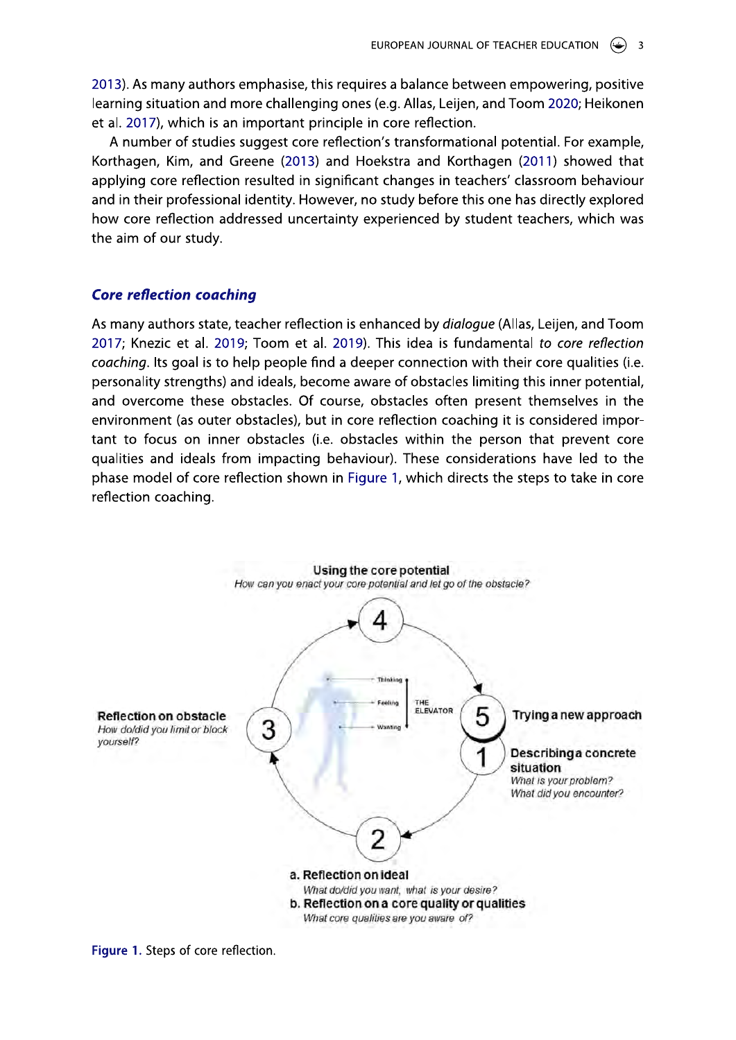2013). As many authors emphasise, this requires a balance between empowering, positive learning situation and more challenging ones (e.g. Allas, Leijen, and Toom 2020; Heikonen et al. 2017), which is an important principle in core reflection.

A number of studies suggest core reflection's transformational potential. For example, Korthagen, Kim, and Greene (2013) and Hoekstra and Korthagen (2011) showed that applying core reflection resulted in significant changes in teachers' classroom behaviour and in their professional identity. However, no study before this one has directly explored how core reflection addressed uncertainty experienced by student teachers, which was the aim of our study.

### *Core reflection coaching*

As many authors state, teacher reflection is enhanced by *dialogue* (Allas, Leijen, and Toom 2017; Knezic et al. 2019; Toom et al. 2019). This idea is fundamental *to core reflection coaching*. Its goal is to help people find a deeper connection with their core qualities (i.e. personality strengths) and ideals, become aware of obstacles limiting this inner potential, and overcome these obstacles. Of course, obstacles often present themselves in the environment (as outer obstacles), but in core reflection coaching it is considered important to focus on inner obstacles (i.e. obstacles within the person that prevent core qualities and ideals from impacting behaviour). These considerations have led to the phase model of core reflection shown in Figure 1, which directs the steps to take in core reflection coaching.

**Using the core potential**
*How can you enact your core potential and let go of the obstacle?*

**1 Describing a concrete situation**
*What is your problem?*
*What did you encounter?*

**2 a. Reflection on ideal**
*What do/did you want, what is your desire?*
**b. Reflection on a core quality or qualities**
*What core qualities are you aware of?*

**3 Reflection on obstacle**
*How do/did you limit or block yourself?*

**4 Using the core potential**

**5 Trying a new approach**

THE ELEVATOR: Thinking, Feeling, Wanting

Figure 1. Steps of core reflection.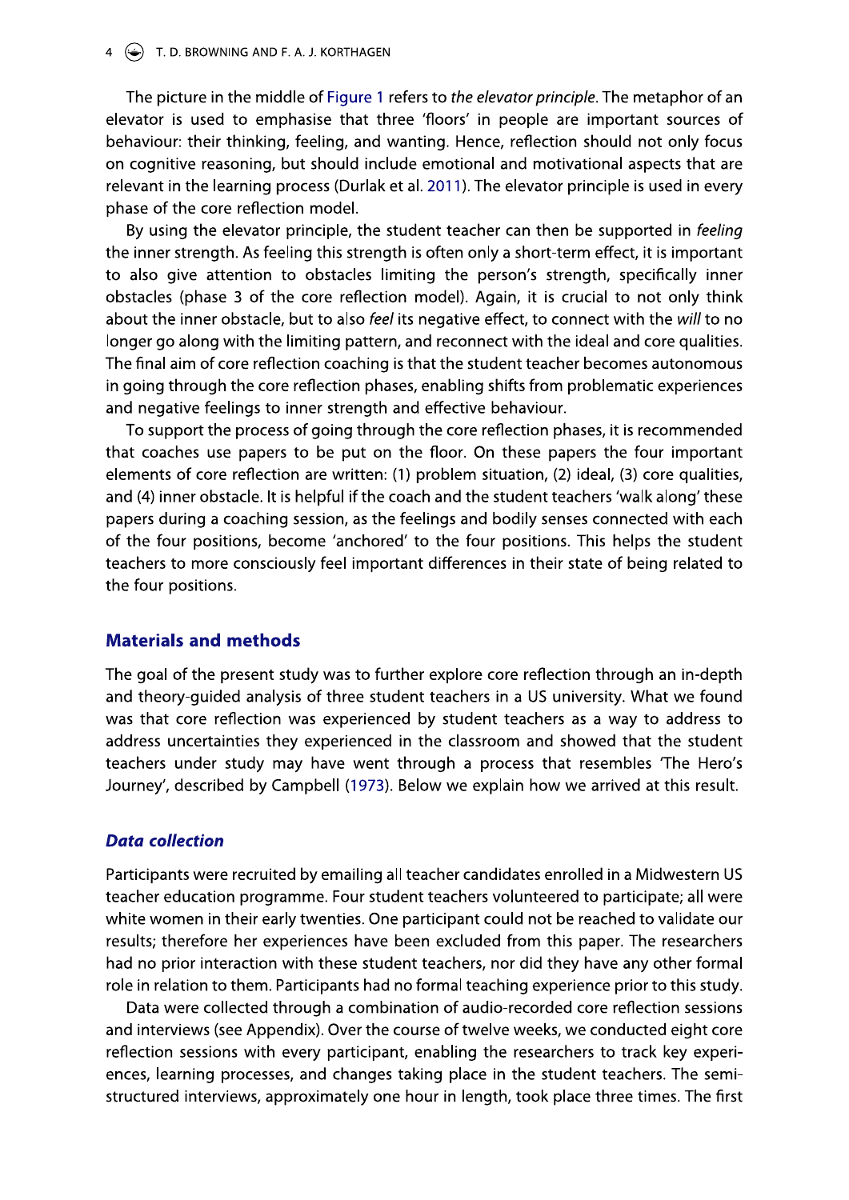The picture in the middle of Figure 1 refers to *the elevator principle*. The metaphor of an elevator is used to emphasise that three 'floors' in people are important sources of behaviour: their thinking, feeling, and wanting. Hence, reflection should not only focus on cognitive reasoning, but should include emotional and motivational aspects that are relevant in the learning process (Durlak et al. 2011). The elevator principle is used in every phase of the core reflection model.

By using the elevator principle, the student teacher can then be supported in *feeling* the inner strength. As feeling this strength is often only a short-term effect, it is important to also give attention to obstacles limiting the person's strength, specifically inner obstacles (phase 3 of the core reflection model). Again, it is crucial to not only think about the inner obstacle, but to also *feel* its negative effect, to connect with the *will* to no longer go along with the limiting pattern, and reconnect with the ideal and core qualities. The final aim of core reflection coaching is that the student teacher becomes autonomous in going through the core reflection phases, enabling shifts from problematic experiences and negative feelings to inner strength and effective behaviour.

To support the process of going through the core reflection phases, it is recommended that coaches use papers to be put on the floor. On these papers the four important elements of core reflection are written: (1) problem situation, (2) ideal, (3) core qualities, and (4) inner obstacle. It is helpful if the coach and the student teachers 'walk along' these papers during a coaching session, as the feelings and bodily senses connected with each of the four positions, become 'anchored' to the four positions. This helps the student teachers to more consciously feel important differences in their state of being related to the four positions.

## Materials and methods

The goal of the present study was to further explore core reflection through an in-depth and theory-guided analysis of three student teachers in a US university. What we found was that core reflection was experienced by student teachers as a way to address to address uncertainties they experienced in the classroom and showed that the student teachers under study may have went through a process that resembles 'The Hero's Journey', described by Campbell (1973). Below we explain how we arrived at this result.

### *Data collection*

Participants were recruited by emailing all teacher candidates enrolled in a Midwestern US teacher education programme. Four student teachers volunteered to participate; all were white women in their early twenties. One participant could not be reached to validate our results; therefore her experiences have been excluded from this paper. The researchers had no prior interaction with these student teachers, nor did they have any other formal role in relation to them. Participants had no formal teaching experience prior to this study.

Data were collected through a combination of audio-recorded core reflection sessions and interviews (see Appendix). Over the course of twelve weeks, we conducted eight core reflection sessions with every participant, enabling the researchers to track key experiences, learning processes, and changes taking place in the student teachers. The semi-structured interviews, approximately one hour in length, took place three times. The first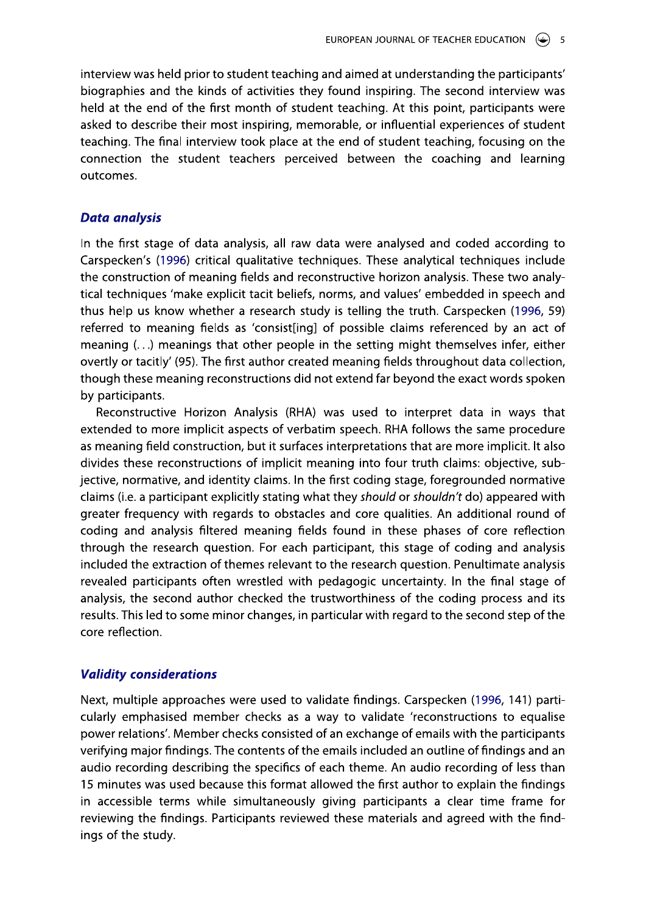interview was held prior to student teaching and aimed at understanding the participants' biographies and the kinds of activities they found inspiring. The second interview was held at the end of the first month of student teaching. At this point, participants were asked to describe their most inspiring, memorable, or influential experiences of student teaching. The final interview took place at the end of student teaching, focusing on the connection the student teachers perceived between the coaching and learning outcomes.

### *Data analysis*

In the first stage of data analysis, all raw data were analysed and coded according to Carspecken's (1996) critical qualitative techniques. These analytical techniques include the construction of meaning fields and reconstructive horizon analysis. These two analytical techniques 'make explicit tacit beliefs, norms, and values' embedded in speech and thus help us know whether a research study is telling the truth. Carspecken (1996, 59) referred to meaning fields as 'consist[ing] of possible claims referenced by an act of meaning (...) meanings that other people in the setting might themselves infer, either overtly or tacitly' (95). The first author created meaning fields throughout data collection, though these meaning reconstructions did not extend far beyond the exact words spoken by participants.

Reconstructive Horizon Analysis (RHA) was used to interpret data in ways that extended to more implicit aspects of verbatim speech. RHA follows the same procedure as meaning field construction, but it surfaces interpretations that are more implicit. It also divides these reconstructions of implicit meaning into four truth claims: objective, subjective, normative, and identity claims. In the first coding stage, foregrounded normative claims (i.e. a participant explicitly stating what they *should* or *shouldn't* do) appeared with greater frequency with regards to obstacles and core qualities. An additional round of coding and analysis filtered meaning fields found in these phases of core reflection through the research question. For each participant, this stage of coding and analysis included the extraction of themes relevant to the research question. Penultimate analysis revealed participants often wrestled with pedagogic uncertainty. In the final stage of analysis, the second author checked the trustworthiness of the coding process and its results. This led to some minor changes, in particular with regard to the second step of the core reflection.

### *Validity considerations*

Next, multiple approaches were used to validate findings. Carspecken (1996, 141) particularly emphasised member checks as a way to validate 'reconstructions to equalise power relations'. Member checks consisted of an exchange of emails with the participants verifying major findings. The contents of the emails included an outline of findings and an audio recording describing the specifics of each theme. An audio recording of less than 15 minutes was used because this format allowed the first author to explain the findings in accessible terms while simultaneously giving participants a clear time frame for reviewing the findings. Participants reviewed these materials and agreed with the findings of the study.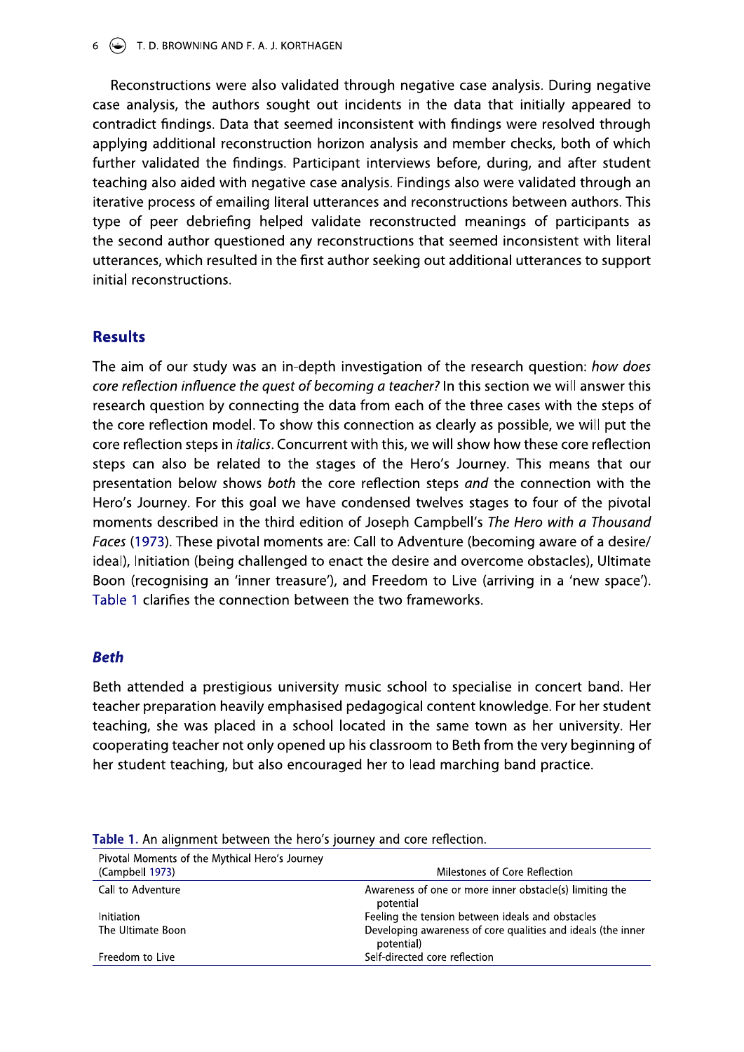Reconstructions were also validated through negative case analysis. During negative case analysis, the authors sought out incidents in the data that initially appeared to contradict findings. Data that seemed inconsistent with findings were resolved through applying additional reconstruction horizon analysis and member checks, both of which further validated the findings. Participant interviews before, during, and after student teaching also aided with negative case analysis. Findings also were validated through an iterative process of emailing literal utterances and reconstructions between authors. This type of peer debriefing helped validate reconstructed meanings of participants as the second author questioned any reconstructions that seemed inconsistent with literal utterances, which resulted in the first author seeking out additional utterances to support initial reconstructions.

## Results

The aim of our study was an in-depth investigation of the research question: *how does core reflection influence the quest of becoming a teacher?* In this section we will answer this research question by connecting the data from each of the three cases with the steps of the core reflection model. To show this connection as clearly as possible, we will put the core reflection steps in *italics*. Concurrent with this, we will show how these core reflection steps can also be related to the stages of the Hero's Journey. This means that our presentation below shows *both* the core reflection steps *and* the connection with the Hero's Journey. For this goal we have condensed twelves stages to four of the pivotal moments described in the third edition of Joseph Campbell's *The Hero with a Thousand Faces* (1973). These pivotal moments are: Call to Adventure (becoming aware of a desire/ideal), Initiation (being challenged to enact the desire and overcome obstacles), Ultimate Boon (recognising an 'inner treasure'), and Freedom to Live (arriving in a 'new space'). Table 1 clarifies the connection between the two frameworks.

### *Beth*

Beth attended a prestigious university music school to specialise in concert band. Her teacher preparation heavily emphasised pedagogical content knowledge. For her student teaching, she was placed in a school located in the same town as her university. Her cooperating teacher not only opened up his classroom to Beth from the very beginning of her student teaching, but also encouraged her to lead marching band practice.

**Table 1.** An alignment between the hero's journey and core reflection.

| Pivotal Moments of the Mythical Hero's Journey (Campbell 1973) | Milestones of Core Reflection |
|---|---|
| Call to Adventure | Awareness of one or more inner obstacle(s) limiting the potential |
| Initiation | Feeling the tension between ideals and obstacles |
| The Ultimate Boon | Developing awareness of core qualities and ideals (the inner potential) |
| Freedom to Live | Self-directed core reflection |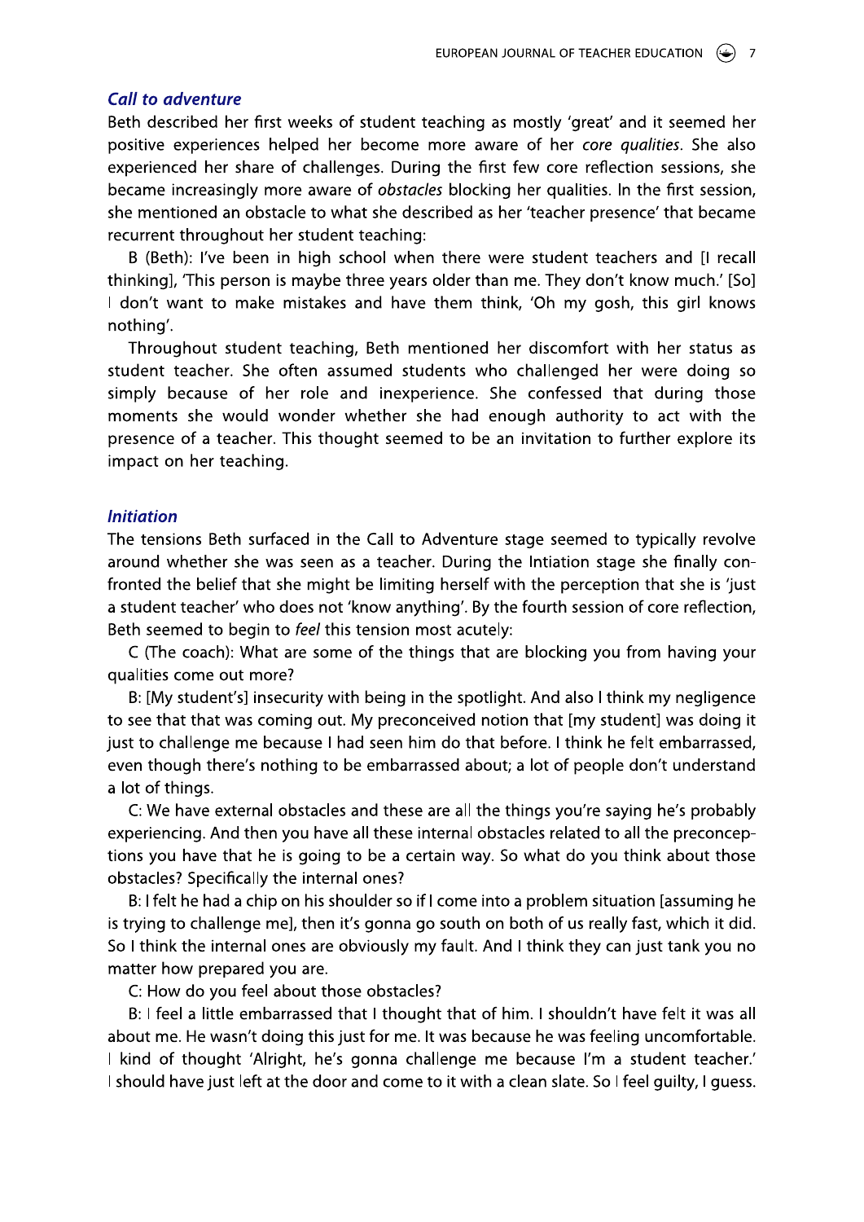### *Call to adventure*

Beth described her first weeks of student teaching as mostly 'great' and it seemed her positive experiences helped her become more aware of her *core qualities*. She also experienced her share of challenges. During the first few core reflection sessions, she became increasingly more aware of *obstacles* blocking her qualities. In the first session, she mentioned an obstacle to what she described as her 'teacher presence' that became recurrent throughout her student teaching:

B (Beth): I've been in high school when there were student teachers and [I recall thinking], 'This person is maybe three years older than me. They don't know much.' [So] I don't want to make mistakes and have them think, 'Oh my gosh, this girl knows nothing'.

Throughout student teaching, Beth mentioned her discomfort with her status as student teacher. She often assumed students who challenged her were doing so simply because of her role and inexperience. She confessed that during those moments she would wonder whether she had enough authority to act with the presence of a teacher. This thought seemed to be an invitation to further explore its impact on her teaching.

### *Initiation*

The tensions Beth surfaced in the Call to Adventure stage seemed to typically revolve around whether she was seen as a teacher. During the Intiation stage she finally confronted the belief that she might be limiting herself with the perception that she is 'just a student teacher' who does not 'know anything'. By the fourth session of core reflection, Beth seemed to begin to *feel* this tension most acutely:

C (The coach): What are some of the things that are blocking you from having your qualities come out more?

B: [My student's] insecurity with being in the spotlight. And also I think my negligence to see that that was coming out. My preconceived notion that [my student] was doing it just to challenge me because I had seen him do that before. I think he felt embarrassed, even though there's nothing to be embarrassed about; a lot of people don't understand a lot of things.

C: We have external obstacles and these are all the things you're saying he's probably experiencing. And then you have all these internal obstacles related to all the preconceptions you have that he is going to be a certain way. So what do you think about those obstacles? Specifically the internal ones?

B: I felt he had a chip on his shoulder so if I come into a problem situation [assuming he is trying to challenge me], then it's gonna go south on both of us really fast, which it did. So I think the internal ones are obviously my fault. And I think they can just tank you no matter how prepared you are.

C: How do you feel about those obstacles?

B: I feel a little embarrassed that I thought that of him. I shouldn't have felt it was all about me. He wasn't doing this just for me. It was because he was feeling uncomfortable. I kind of thought 'Alright, he's gonna challenge me because I'm a student teacher.' I should have just left at the door and come to it with a clean slate. So I feel guilty, I guess.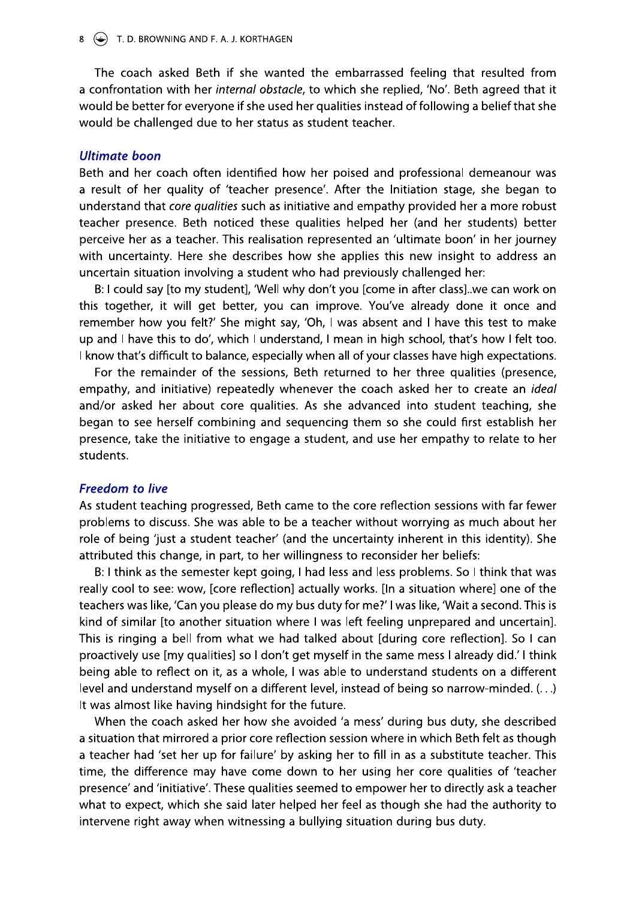The coach asked Beth if she wanted the embarrassed feeling that resulted from a confrontation with her *internal obstacle*, to which she replied, 'No'. Beth agreed that it would be better for everyone if she used her qualities instead of following a belief that she would be challenged due to her status as student teacher.

### *Ultimate boon*

Beth and her coach often identified how her poised and professional demeanour was a result of her quality of 'teacher presence'. After the Initiation stage, she began to understand that *core qualities* such as initiative and empathy provided her a more robust teacher presence. Beth noticed these qualities helped her (and her students) better perceive her as a teacher. This realisation represented an 'ultimate boon' in her journey with uncertainty. Here she describes how she applies this new insight to address an uncertain situation involving a student who had previously challenged her:

B: I could say [to my student], 'Well why don't you [come in after class]..we can work on this together, it will get better, you can improve. You've already done it once and remember how you felt?' She might say, 'Oh, I was absent and I have this test to make up and I have this to do', which I understand, I mean in high school, that's how I felt too. I know that's difficult to balance, especially when all of your classes have high expectations.

For the remainder of the sessions, Beth returned to her three qualities (presence, empathy, and initiative) repeatedly whenever the coach asked her to create an *ideal* and/or asked her about core qualities. As she advanced into student teaching, she began to see herself combining and sequencing them so she could first establish her presence, take the initiative to engage a student, and use her empathy to relate to her students.

### *Freedom to live*

As student teaching progressed, Beth came to the core reflection sessions with far fewer problems to discuss. She was able to be a teacher without worrying as much about her role of being 'just a student teacher' (and the uncertainty inherent in this identity). She attributed this change, in part, to her willingness to reconsider her beliefs:

B: I think as the semester kept going, I had less and less problems. So I think that was really cool to see: wow, [core reflection] actually works. [In a situation where] one of the teachers was like, 'Can you please do my bus duty for me?' I was like, 'Wait a second. This is kind of similar [to another situation where I was left feeling unprepared and uncertain]. This is ringing a bell from what we had talked about [during core reflection]. So I can proactively use [my qualities] so I don't get myself in the same mess I already did.' I think being able to reflect on it, as a whole, I was able to understand students on a different level and understand myself on a different level, instead of being so narrow-minded. (. . .) It was almost like having hindsight for the future.

When the coach asked her how she avoided 'a mess' during bus duty, she described a situation that mirrored a prior core reflection session where in which Beth felt as though a teacher had 'set her up for failure' by asking her to fill in as a substitute teacher. This time, the difference may have come down to her using her core qualities of 'teacher presence' and 'initiative'. These qualities seemed to empower her to directly ask a teacher what to expect, which she said later helped her feel as though she had the authority to intervene right away when witnessing a bullying situation during bus duty.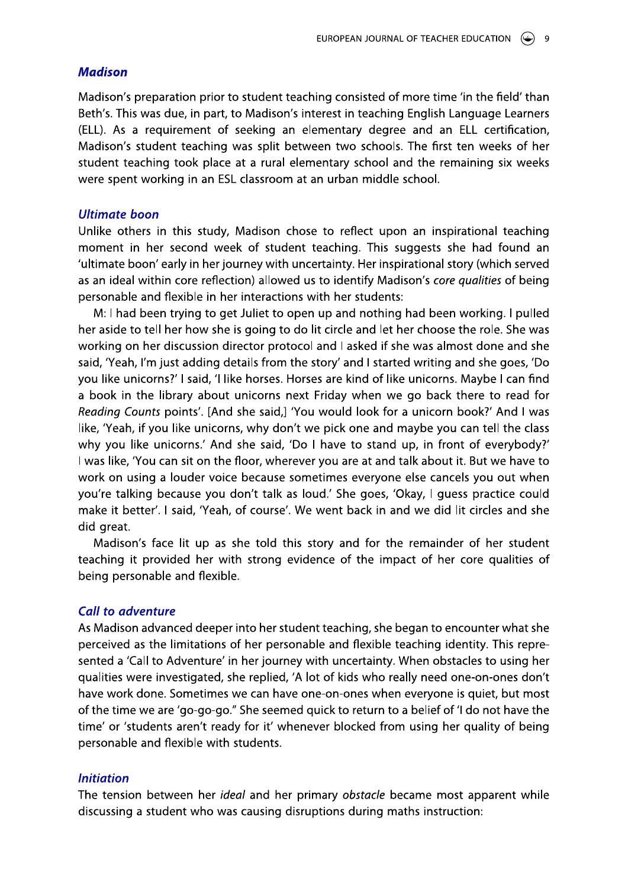### Madison

Madison's preparation prior to student teaching consisted of more time 'in the field' than Beth's. This was due, in part, to Madison's interest in teaching English Language Learners (ELL). As a requirement of seeking an elementary degree and an ELL certification, Madison's student teaching was split between two schools. The first ten weeks of her student teaching took place at a rural elementary school and the remaining six weeks were spent working in an ESL classroom at an urban middle school.

#### Ultimate boon

Unlike others in this study, Madison chose to reflect upon an inspirational teaching moment in her second week of student teaching. This suggests she had found an 'ultimate boon' early in her journey with uncertainty. Her inspirational story (which served as an ideal within core reflection) allowed us to identify Madison's *core qualities* of being personable and flexible in her interactions with her students:

M: I had been trying to get Juliet to open up and nothing had been working. I pulled her aside to tell her how she is going to do lit circle and let her choose the role. She was working on her discussion director protocol and I asked if she was almost done and she said, 'Yeah, I'm just adding details from the story' and I started writing and she goes, 'Do you like unicorns?' I said, 'I like horses. Horses are kind of like unicorns. Maybe I can find a book in the library about unicorns next Friday when we go back there to read for *Reading Counts* points'. [And she said,] 'You would look for a unicorn book?' And I was like, 'Yeah, if you like unicorns, why don't we pick one and maybe you can tell the class why you like unicorns.' And she said, 'Do I have to stand up, in front of everybody?' I was like, 'You can sit on the floor, wherever you are at and talk about it. But we have to work on using a louder voice because sometimes everyone else cancels you out when you're talking because you don't talk as loud.' She goes, 'Okay, I guess practice could make it better'. I said, 'Yeah, of course'. We went back in and we did lit circles and she did great.

Madison's face lit up as she told this story and for the remainder of her student teaching it provided her with strong evidence of the impact of her core qualities of being personable and flexible.

#### Call to adventure

As Madison advanced deeper into her student teaching, she began to encounter what she perceived as the limitations of her personable and flexible teaching identity. This represented a 'Call to Adventure' in her journey with uncertainty. When obstacles to using her qualities were investigated, she replied, 'A lot of kids who really need one-on-ones don't have work done. Sometimes we can have one-on-ones when everyone is quiet, but most of the time we are 'go-go-go." She seemed quick to return to a belief of 'I do not have the time' or 'students aren't ready for it' whenever blocked from using her quality of being personable and flexible with students.

#### Initiation

The tension between her *ideal* and her primary *obstacle* became most apparent while discussing a student who was causing disruptions during maths instruction: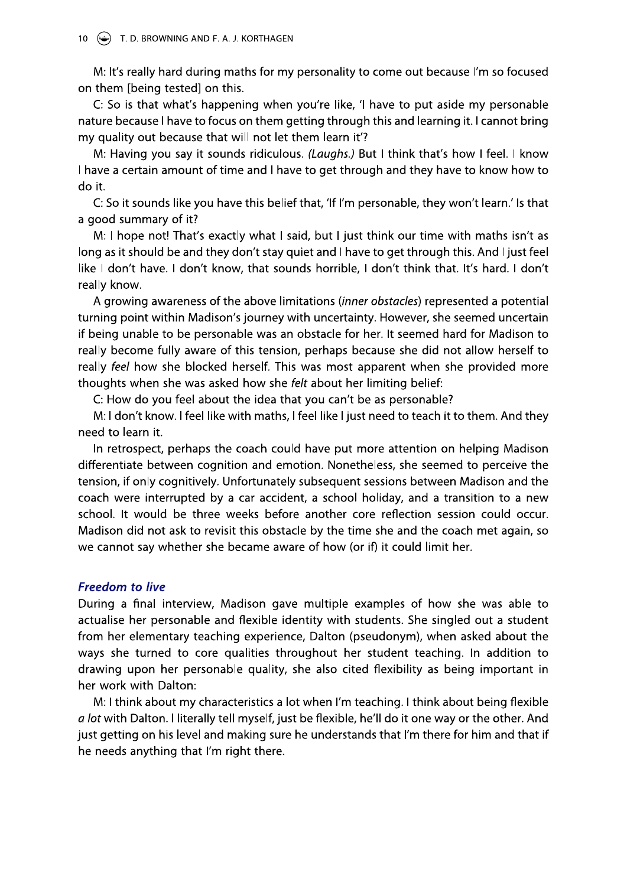M: It's really hard during maths for my personality to come out because I'm so focused on them [being tested] on this.

C: So is that what's happening when you're like, 'I have to put aside my personable nature because I have to focus on them getting through this and learning it. I cannot bring my quality out because that will not let them learn it'?

M: Having you say it sounds ridiculous. *(Laughs.)* But I think that's how I feel. I know I have a certain amount of time and I have to get through and they have to know how to do it.

C: So it sounds like you have this belief that, 'If I'm personable, they won't learn.' Is that a good summary of it?

M: I hope not! That's exactly what I said, but I just think our time with maths isn't as long as it should be and they don't stay quiet and I have to get through this. And I just feel like I don't have. I don't know, that sounds horrible, I don't think that. It's hard. I don't really know.

A growing awareness of the above limitations (*inner obstacles*) represented a potential turning point within Madison's journey with uncertainty. However, she seemed uncertain if being unable to be personable was an obstacle for her. It seemed hard for Madison to really become fully aware of this tension, perhaps because she did not allow herself to really *feel* how she blocked herself. This was most apparent when she provided more thoughts when she was asked how she *felt* about her limiting belief:

C: How do you feel about the idea that you can't be as personable?

M: I don't know. I feel like with maths, I feel like I just need to teach it to them. And they need to learn it.

In retrospect, perhaps the coach could have put more attention on helping Madison differentiate between cognition and emotion. Nonetheless, she seemed to perceive the tension, if only cognitively. Unfortunately subsequent sessions between Madison and the coach were interrupted by a car accident, a school holiday, and a transition to a new school. It would be three weeks before another core reflection session could occur. Madison did not ask to revisit this obstacle by the time she and the coach met again, so we cannot say whether she became aware of how (or if) it could limit her.

### Freedom to live

During a final interview, Madison gave multiple examples of how she was able to actualise her personable and flexible identity with students. She singled out a student from her elementary teaching experience, Dalton (pseudonym), when asked about the ways she turned to core qualities throughout her student teaching. In addition to drawing upon her personable quality, she also cited flexibility as being important in her work with Dalton:

M: I think about my characteristics a lot when I'm teaching. I think about being flexible *a lot* with Dalton. I literally tell myself, just be flexible, he'll do it one way or the other. And just getting on his level and making sure he understands that I'm there for him and that if he needs anything that I'm right there.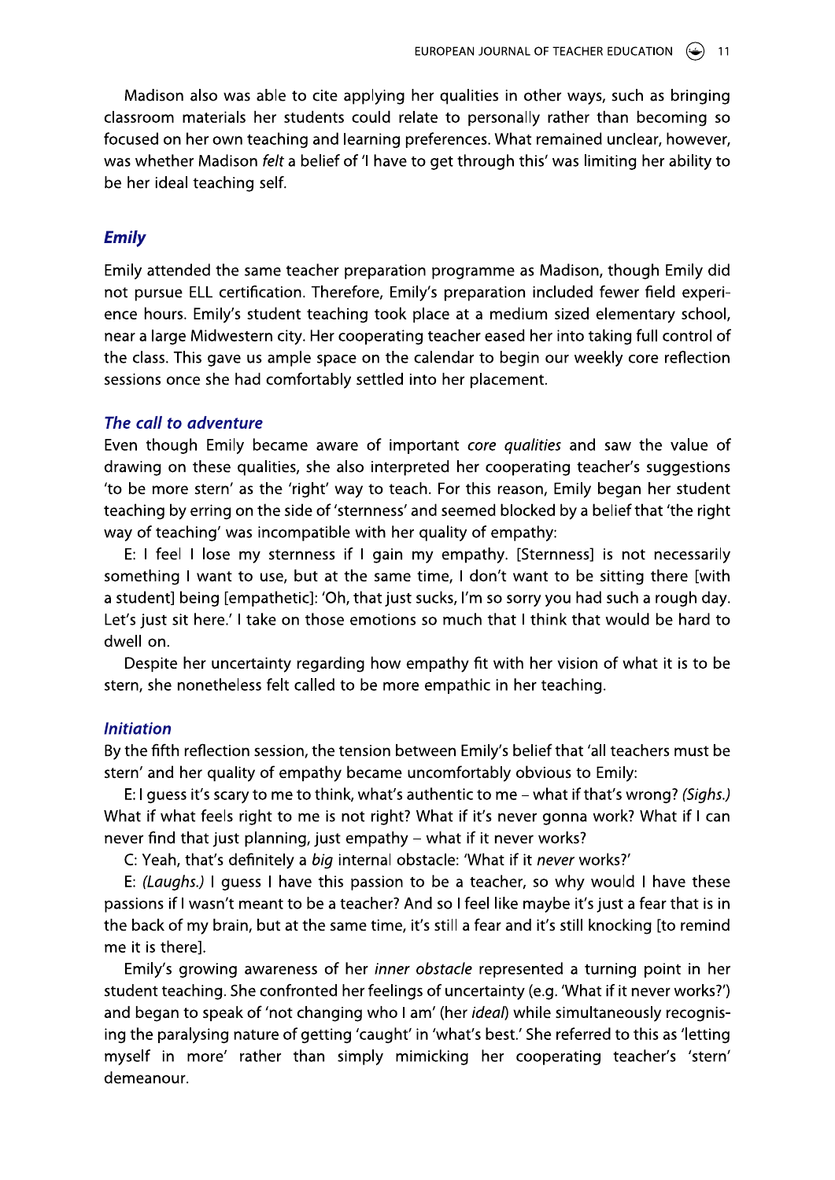Madison also was able to cite applying her qualities in other ways, such as bringing classroom materials her students could relate to personally rather than becoming so focused on her own teaching and learning preferences. What remained unclear, however, was whether Madison *felt* a belief of 'I have to get through this' was limiting her ability to be her ideal teaching self.

## Emily

Emily attended the same teacher preparation programme as Madison, though Emily did not pursue ELL certification. Therefore, Emily's preparation included fewer field experience hours. Emily's student teaching took place at a medium sized elementary school, near a large Midwestern city. Her cooperating teacher eased her into taking full control of the class. This gave us ample space on the calendar to begin our weekly core reflection sessions once she had comfortably settled into her placement.

### The call to adventure

Even though Emily became aware of important *core qualities* and saw the value of drawing on these qualities, she also interpreted her cooperating teacher's suggestions 'to be more stern' as the 'right' way to teach. For this reason, Emily began her student teaching by erring on the side of 'sternness' and seemed blocked by a belief that 'the right way of teaching' was incompatible with her quality of empathy:

E: I feel I lose my sternness if I gain my empathy. [Sternness] is not necessarily something I want to use, but at the same time, I don't want to be sitting there [with a student] being [empathetic]: 'Oh, that just sucks, I'm so sorry you had such a rough day. Let's just sit here.' I take on those emotions so much that I think that would be hard to dwell on.

Despite her uncertainty regarding how empathy fit with her vision of what it is to be stern, she nonetheless felt called to be more empathic in her teaching.

### Initiation

By the fifth reflection session, the tension between Emily's belief that 'all teachers must be stern' and her quality of empathy became uncomfortably obvious to Emily:

E: I guess it's scary to me to think, what's authentic to me – what if that's wrong? *(Sighs.)* What if what feels right to me is not right? What if it's never gonna work? What if I can never find that just planning, just empathy – what if it never works?

C: Yeah, that's definitely a *big* internal obstacle: 'What if it *never* works?'

E: *(Laughs.)* I guess I have this passion to be a teacher, so why would I have these passions if I wasn't meant to be a teacher? And so I feel like maybe it's just a fear that is in the back of my brain, but at the same time, it's still a fear and it's still knocking [to remind me it is there].

Emily's growing awareness of her *inner obstacle* represented a turning point in her student teaching. She confronted her feelings of uncertainty (e.g. 'What if it never works?') and began to speak of 'not changing who I am' (her *ideal*) while simultaneously recognising the paralysing nature of getting 'caught' in 'what's best.' She referred to this as 'letting myself in more' rather than simply mimicking her cooperating teacher's 'stern' demeanour.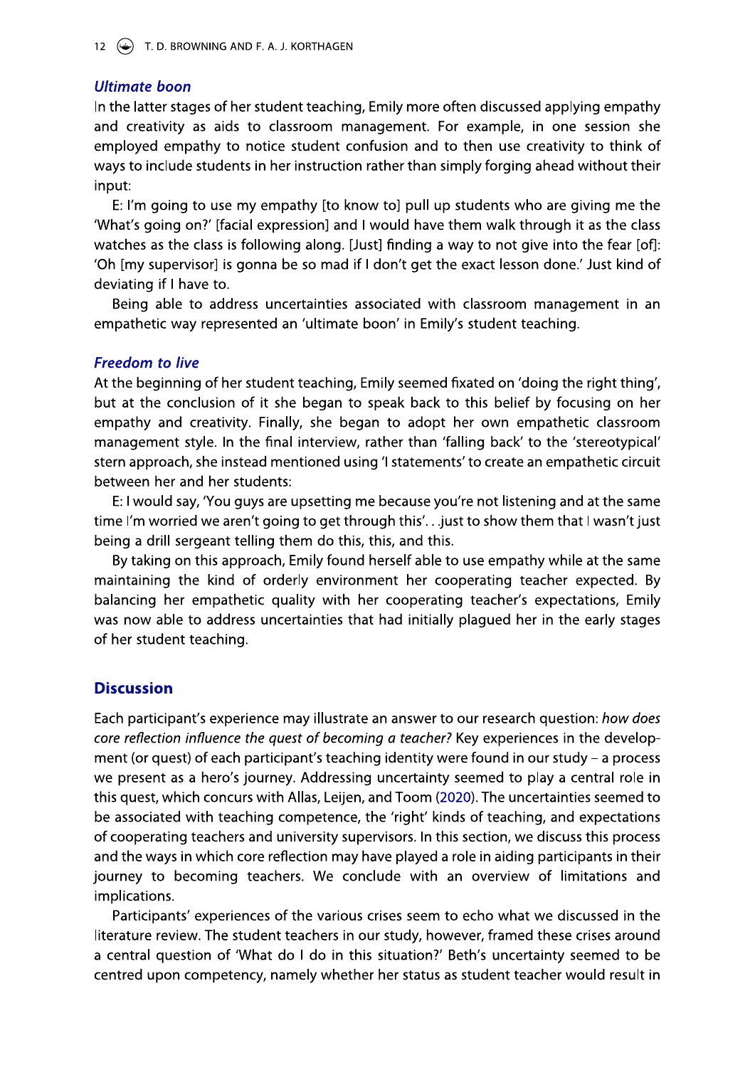### *Ultimate boon*

In the latter stages of her student teaching, Emily more often discussed applying empathy and creativity as aids to classroom management. For example, in one session she employed empathy to notice student confusion and to then use creativity to think of ways to include students in her instruction rather than simply forging ahead without their input:

E: I'm going to use my empathy [to know to] pull up students who are giving me the 'What's going on?' [facial expression] and I would have them walk through it as the class watches as the class is following along. [Just] finding a way to not give into the fear [of]: 'Oh [my supervisor] is gonna be so mad if I don't get the exact lesson done.' Just kind of deviating if I have to.

Being able to address uncertainties associated with classroom management in an empathetic way represented an 'ultimate boon' in Emily's student teaching.

### *Freedom to live*

At the beginning of her student teaching, Emily seemed fixated on 'doing the right thing', but at the conclusion of it she began to speak back to this belief by focusing on her empathy and creativity. Finally, she began to adopt her own empathetic classroom management style. In the final interview, rather than 'falling back' to the 'stereotypical' stern approach, she instead mentioned using 'I statements' to create an empathetic circuit between her and her students:

E: I would say, 'You guys are upsetting me because you're not listening and at the same time I'm worried we aren't going to get through this'. . .just to show them that I wasn't just being a drill sergeant telling them do this, this, and this.

By taking on this approach, Emily found herself able to use empathy while at the same maintaining the kind of orderly environment her cooperating teacher expected. By balancing her empathetic quality with her cooperating teacher's expectations, Emily was now able to address uncertainties that had initially plagued her in the early stages of her student teaching.

## Discussion

Each participant's experience may illustrate an answer to our research question: *how does core reflection influence the quest of becoming a teacher?* Key experiences in the development (or quest) of each participant's teaching identity were found in our study – a process we present as a hero's journey. Addressing uncertainty seemed to play a central role in this quest, which concurs with Allas, Leijen, and Toom (2020). The uncertainties seemed to be associated with teaching competence, the 'right' kinds of teaching, and expectations of cooperating teachers and university supervisors. In this section, we discuss this process and the ways in which core reflection may have played a role in aiding participants in their journey to becoming teachers. We conclude with an overview of limitations and implications.

Participants' experiences of the various crises seem to echo what we discussed in the literature review. The student teachers in our study, however, framed these crises around a central question of 'What do I do in this situation?' Beth's uncertainty seemed to be centred upon competency, namely whether her status as student teacher would result in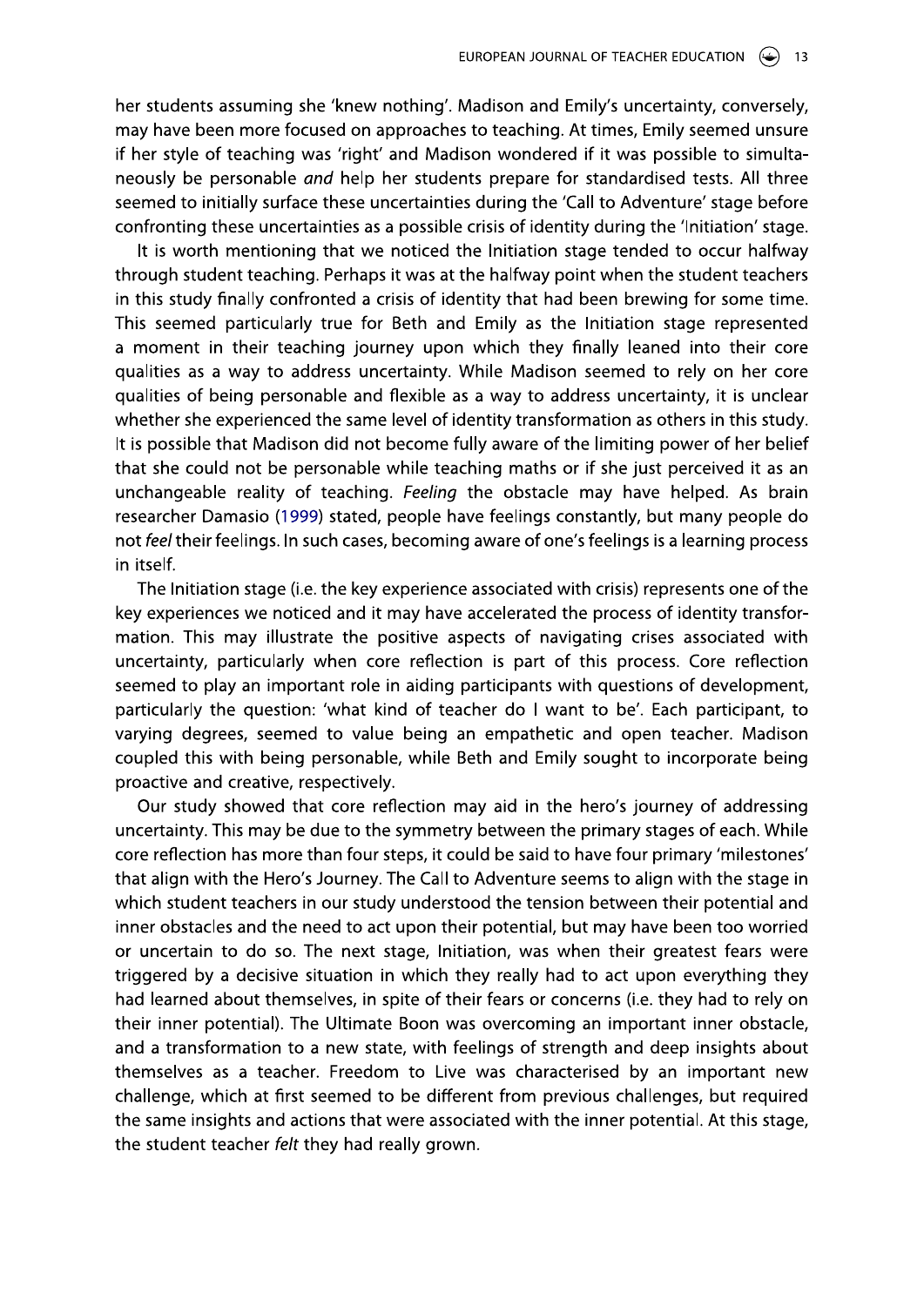her students assuming she 'knew nothing'. Madison and Emily's uncertainty, conversely, may have been more focused on approaches to teaching. At times, Emily seemed unsure if her style of teaching was 'right' and Madison wondered if it was possible to simultaneously be personable *and* help her students prepare for standardised tests. All three seemed to initially surface these uncertainties during the 'Call to Adventure' stage before confronting these uncertainties as a possible crisis of identity during the 'Initiation' stage.

It is worth mentioning that we noticed the Initiation stage tended to occur halfway through student teaching. Perhaps it was at the halfway point when the student teachers in this study finally confronted a crisis of identity that had been brewing for some time. This seemed particularly true for Beth and Emily as the Initiation stage represented a moment in their teaching journey upon which they finally leaned into their core qualities as a way to address uncertainty. While Madison seemed to rely on her core qualities of being personable and flexible as a way to address uncertainty, it is unclear whether she experienced the same level of identity transformation as others in this study. It is possible that Madison did not become fully aware of the limiting power of her belief that she could not be personable while teaching maths or if she just perceived it as an unchangeable reality of teaching. *Feeling* the obstacle may have helped. As brain researcher Damasio (1999) stated, people have feelings constantly, but many people do not *feel* their feelings. In such cases, becoming aware of one's feelings is a learning process in itself.

The Initiation stage (i.e. the key experience associated with crisis) represents one of the key experiences we noticed and it may have accelerated the process of identity transformation. This may illustrate the positive aspects of navigating crises associated with uncertainty, particularly when core reflection is part of this process. Core reflection seemed to play an important role in aiding participants with questions of development, particularly the question: 'what kind of teacher do I want to be'. Each participant, to varying degrees, seemed to value being an empathetic and open teacher. Madison coupled this with being personable, while Beth and Emily sought to incorporate being proactive and creative, respectively.

Our study showed that core reflection may aid in the hero's journey of addressing uncertainty. This may be due to the symmetry between the primary stages of each. While core reflection has more than four steps, it could be said to have four primary 'milestones' that align with the Hero's Journey. The Call to Adventure seems to align with the stage in which student teachers in our study understood the tension between their potential and inner obstacles and the need to act upon their potential, but may have been too worried or uncertain to do so. The next stage, Initiation, was when their greatest fears were triggered by a decisive situation in which they really had to act upon everything they had learned about themselves, in spite of their fears or concerns (i.e. they had to rely on their inner potential). The Ultimate Boon was overcoming an important inner obstacle, and a transformation to a new state, with feelings of strength and deep insights about themselves as a teacher. Freedom to Live was characterised by an important new challenge, which at first seemed to be different from previous challenges, but required the same insights and actions that were associated with the inner potential. At this stage, the student teacher *felt* they had really grown.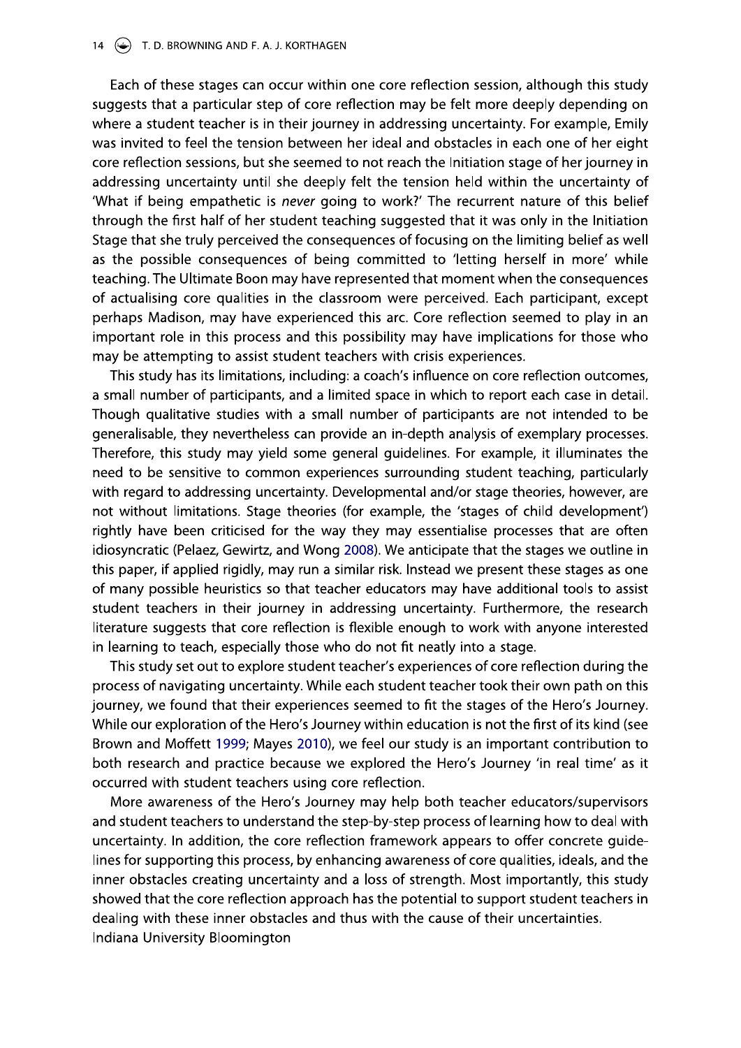Each of these stages can occur within one core reflection session, although this study suggests that a particular step of core reflection may be felt more deeply depending on where a student teacher is in their journey in addressing uncertainty. For example, Emily was invited to feel the tension between her ideal and obstacles in each one of her eight core reflection sessions, but she seemed to not reach the Initiation stage of her journey in addressing uncertainty until she deeply felt the tension held within the uncertainty of 'What if being empathetic is *never* going to work?' The recurrent nature of this belief through the first half of her student teaching suggested that it was only in the Initiation Stage that she truly perceived the consequences of focusing on the limiting belief as well as the possible consequences of being committed to 'letting herself in more' while teaching. The Ultimate Boon may have represented that moment when the consequences of actualising core qualities in the classroom were perceived. Each participant, except perhaps Madison, may have experienced this arc. Core reflection seemed to play in an important role in this process and this possibility may have implications for those who may be attempting to assist student teachers with crisis experiences.

This study has its limitations, including: a coach's influence on core reflection outcomes, a small number of participants, and a limited space in which to report each case in detail. Though qualitative studies with a small number of participants are not intended to be generalisable, they nevertheless can provide an in-depth analysis of exemplary processes. Therefore, this study may yield some general guidelines. For example, it illuminates the need to be sensitive to common experiences surrounding student teaching, particularly with regard to addressing uncertainty. Developmental and/or stage theories, however, are not without limitations. Stage theories (for example, the 'stages of child development') rightly have been criticised for the way they may essentialise processes that are often idiosyncratic (Pelaez, Gewirtz, and Wong 2008). We anticipate that the stages we outline in this paper, if applied rigidly, may run a similar risk. Instead we present these stages as one of many possible heuristics so that teacher educators may have additional tools to assist student teachers in their journey in addressing uncertainty. Furthermore, the research literature suggests that core reflection is flexible enough to work with anyone interested in learning to teach, especially those who do not fit neatly into a stage.

This study set out to explore student teacher's experiences of core reflection during the process of navigating uncertainty. While each student teacher took their own path on this journey, we found that their experiences seemed to fit the stages of the Hero's Journey. While our exploration of the Hero's Journey within education is not the first of its kind (see Brown and Moffett 1999; Mayes 2010), we feel our study is an important contribution to both research and practice because we explored the Hero's Journey 'in real time' as it occurred with student teachers using core reflection.

More awareness of the Hero's Journey may help both teacher educators/supervisors and student teachers to understand the step-by-step process of learning how to deal with uncertainty. In addition, the core reflection framework appears to offer concrete guidelines for supporting this process, by enhancing awareness of core qualities, ideals, and the inner obstacles creating uncertainty and a loss of strength. Most importantly, this study showed that the core reflection approach has the potential to support student teachers in dealing with these inner obstacles and thus with the cause of their uncertainties.
Indiana University Bloomington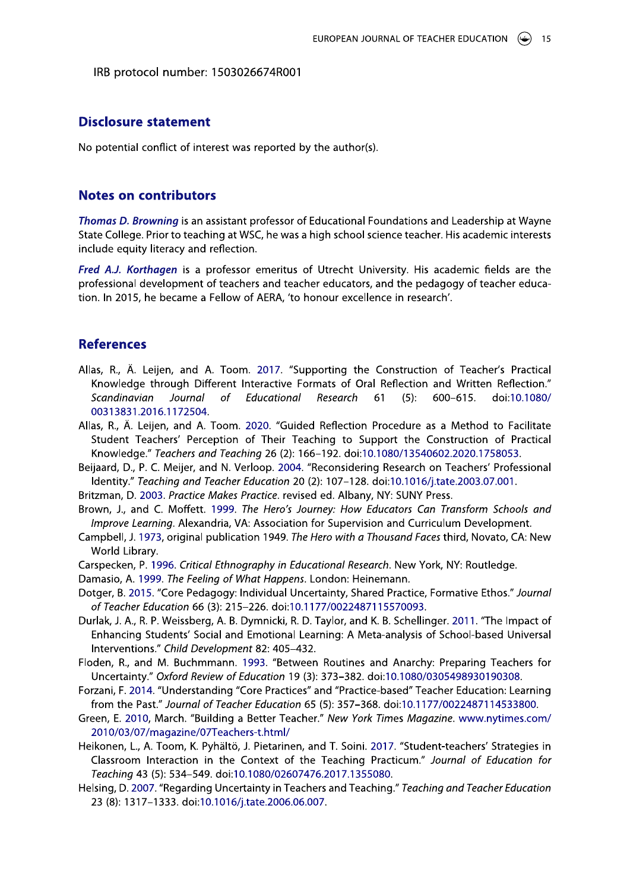IRB protocol number: 1503026674R001

## Disclosure statement

No potential conflict of interest was reported by the author(s).

## Notes on contributors

***Thomas D. Browning*** is an assistant professor of Educational Foundations and Leadership at Wayne State College. Prior to teaching at WSC, he was a high school science teacher. His academic interests include equity literacy and reflection.

***Fred A.J. Korthagen*** is a professor emeritus of Utrecht University. His academic fields are the professional development of teachers and teacher educators, and the pedagogy of teacher education. In 2015, he became a Fellow of AERA, 'to honour excellence in research'.

## References

Allas, R., Ä. Leijen, and A. Toom. 2017. "Supporting the Construction of Teacher's Practical Knowledge through Different Interactive Formats of Oral Reflection and Written Reflection." *Scandinavian Journal of Educational Research* 61 (5): 600–615. doi:10.1080/00313831.2016.1172504.

Allas, R., Ä. Leijen, and A. Toom. 2020. "Guided Reflection Procedure as a Method to Facilitate Student Teachers' Perception of Their Teaching to Support the Construction of Practical Knowledge." *Teachers and Teaching* 26 (2): 166–192. doi:10.1080/13540602.2020.1758053.

Beijaard, D., P. C. Meijer, and N. Verloop. 2004. "Reconsidering Research on Teachers' Professional Identity." *Teaching and Teacher Education* 20 (2): 107–128. doi:10.1016/j.tate.2003.07.001.

Britzman, D. 2003. *Practice Makes Practice*. revised ed. Albany, NY: SUNY Press.

Brown, J., and C. Moffett. 1999. *The Hero's Journey: How Educators Can Transform Schools and Improve Learning*. Alexandria, VA: Association for Supervision and Curriculum Development.

Campbell, J. 1973, original publication 1949. *The Hero with a Thousand Faces* third, Novato, CA: New World Library.

Carspecken, P. 1996. *Critical Ethnography in Educational Research*. New York, NY: Routledge.

Damasio, A. 1999. *The Feeling of What Happens*. London: Heinemann.

Dotger, B. 2015. "Core Pedagogy: Individual Uncertainty, Shared Practice, Formative Ethos." *Journal of Teacher Education* 66 (3): 215–226. doi:10.1177/0022487115570093.

Durlak, J. A., R. P. Weissberg, A. B. Dymnicki, R. D. Taylor, and K. B. Schellinger. 2011. "The Impact of Enhancing Students' Social and Emotional Learning: A Meta-analysis of School-based Universal Interventions." *Child Development* 82: 405–432.

Floden, R., and M. Buchmmann. 1993. "Between Routines and Anarchy: Preparing Teachers for Uncertainty." *Oxford Review of Education* 19 (3): 373–382. doi:10.1080/0305498930190308.

Forzani, F. 2014. "Understanding "Core Practices" and "Practice-based" Teacher Education: Learning from the Past." *Journal of Teacher Education* 65 (5): 357–368. doi:10.1177/0022487114533800.

Green, E. 2010, March. "Building a Better Teacher." *New York Times Magazine*. www.nytimes.com/2010/03/07/magazine/07Teachers-t.html/

Heikonen, L., A. Toom, K. Pyhältö, J. Pietarinen, and T. Soini. 2017. "Student-teachers' Strategies in Classroom Interaction in the Context of the Teaching Practicum." *Journal of Education for Teaching* 43 (5): 534–549. doi:10.1080/02607476.2017.1355080.

Helsing, D. 2007. "Regarding Uncertainty in Teachers and Teaching." *Teaching and Teacher Education* 23 (8): 1317–1333. doi:10.1016/j.tate.2006.06.007.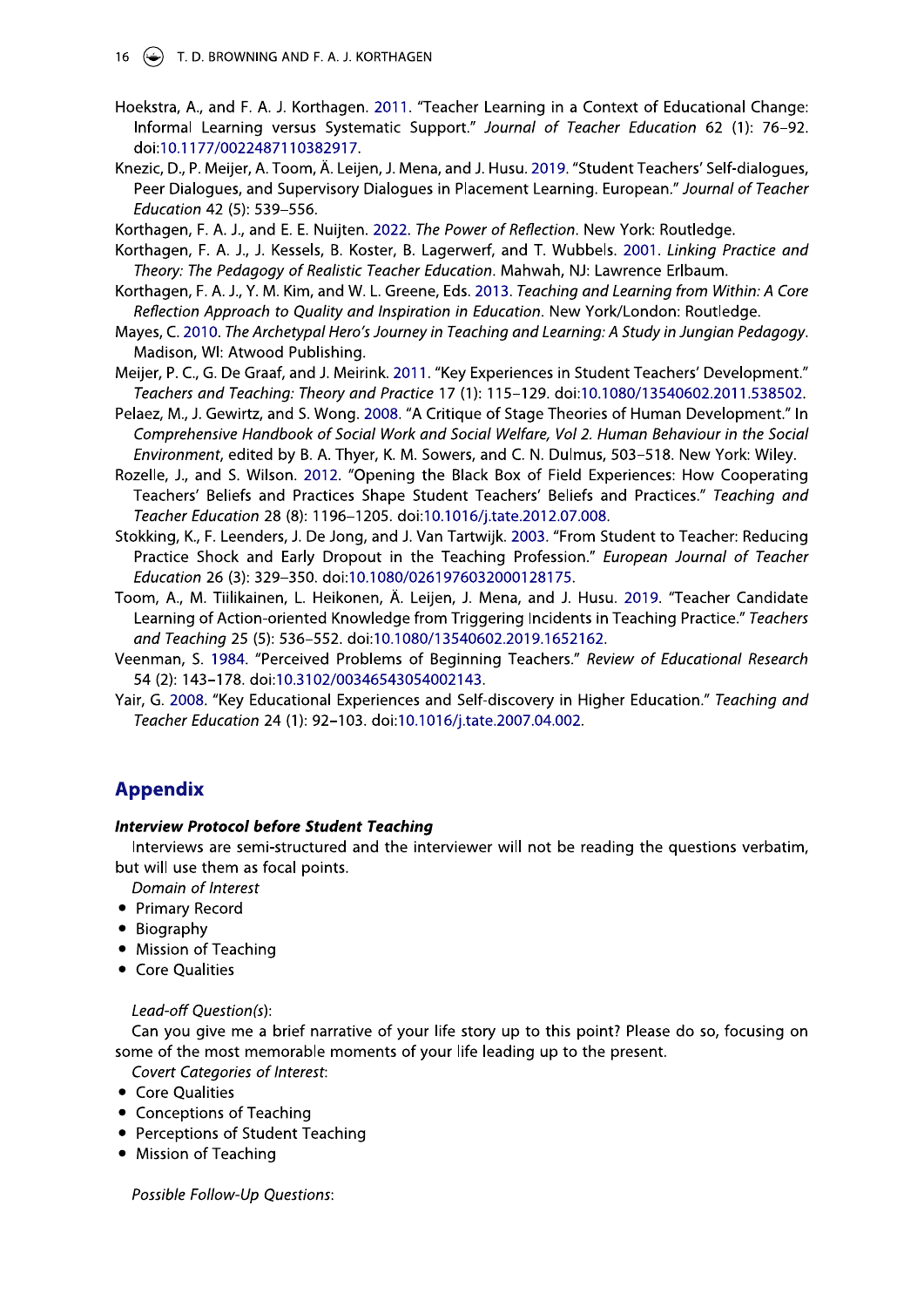Hoekstra, A., and F. A. J. Korthagen. 2011. "Teacher Learning in a Context of Educational Change: Informal Learning versus Systematic Support." *Journal of Teacher Education* 62 (1): 76–92. doi:10.1177/0022487110382917.

Knezic, D., P. Meijer, A. Toom, Ä. Leijen, J. Mena, and J. Husu. 2019. "Student Teachers' Self-dialogues, Peer Dialogues, and Supervisory Dialogues in Placement Learning. European." *Journal of Teacher Education* 42 (5): 539–556.

Korthagen, F. A. J., and E. E. Nuijten. 2022. *The Power of Reflection*. New York: Routledge.

Korthagen, F. A. J., J. Kessels, B. Koster, B. Lagerwerf, and T. Wubbels. 2001. *Linking Practice and Theory: The Pedagogy of Realistic Teacher Education*. Mahwah, NJ: Lawrence Erlbaum.

Korthagen, F. A. J., Y. M. Kim, and W. L. Greene, Eds. 2013. *Teaching and Learning from Within: A Core Reflection Approach to Quality and Inspiration in Education*. New York/London: Routledge.

Mayes, C. 2010. *The Archetypal Hero's Journey in Teaching and Learning: A Study in Jungian Pedagogy*. Madison, WI: Atwood Publishing.

Meijer, P. C., G. De Graaf, and J. Meirink. 2011. "Key Experiences in Student Teachers' Development." *Teachers and Teaching: Theory and Practice* 17 (1): 115–129. doi:10.1080/13540602.2011.538502.

Pelaez, M., J. Gewirtz, and S. Wong. 2008. "A Critique of Stage Theories of Human Development." In *Comprehensive Handbook of Social Work and Social Welfare, Vol 2. Human Behaviour in the Social Environment*, edited by B. A. Thyer, K. M. Sowers, and C. N. Dulmus, 503–518. New York: Wiley.

Rozelle, J., and S. Wilson. 2012. "Opening the Black Box of Field Experiences: How Cooperating Teachers' Beliefs and Practices Shape Student Teachers' Beliefs and Practices." *Teaching and Teacher Education* 28 (8): 1196–1205. doi:10.1016/j.tate.2012.07.008.

Stokking, K., F. Leenders, J. De Jong, and J. Van Tartwijk. 2003. "From Student to Teacher: Reducing Practice Shock and Early Dropout in the Teaching Profession." *European Journal of Teacher Education* 26 (3): 329–350. doi:10.1080/0261976032000128175.

Toom, A., M. Tiilikainen, L. Heikonen, Ä. Leijen, J. Mena, and J. Husu. 2019. "Teacher Candidate Learning of Action-oriented Knowledge from Triggering Incidents in Teaching Practice." *Teachers and Teaching* 25 (5): 536–552. doi:10.1080/13540602.2019.1652162.

Veenman, S. 1984. "Perceived Problems of Beginning Teachers." *Review of Educational Research* 54 (2): 143–178. doi:10.3102/00346543054002143.

Yair, G. 2008. "Key Educational Experiences and Self-discovery in Higher Education." *Teaching and Teacher Education* 24 (1): 92–103. doi:10.1016/j.tate.2007.04.002.

## Appendix

***Interview Protocol before Student Teaching***

Interviews are semi-structured and the interviewer will not be reading the questions verbatim, but will use them as focal points.

*Domain of Interest*

- Primary Record
- Biography
- Mission of Teaching
- Core Qualities

*Lead-off Question(s)*:

Can you give me a brief narrative of your life story up to this point? Please do so, focusing on some of the most memorable moments of your life leading up to the present.

*Covert Categories of Interest*:

- Core Qualities
- Conceptions of Teaching
- Perceptions of Student Teaching
- Mission of Teaching

*Possible Follow-Up Questions*: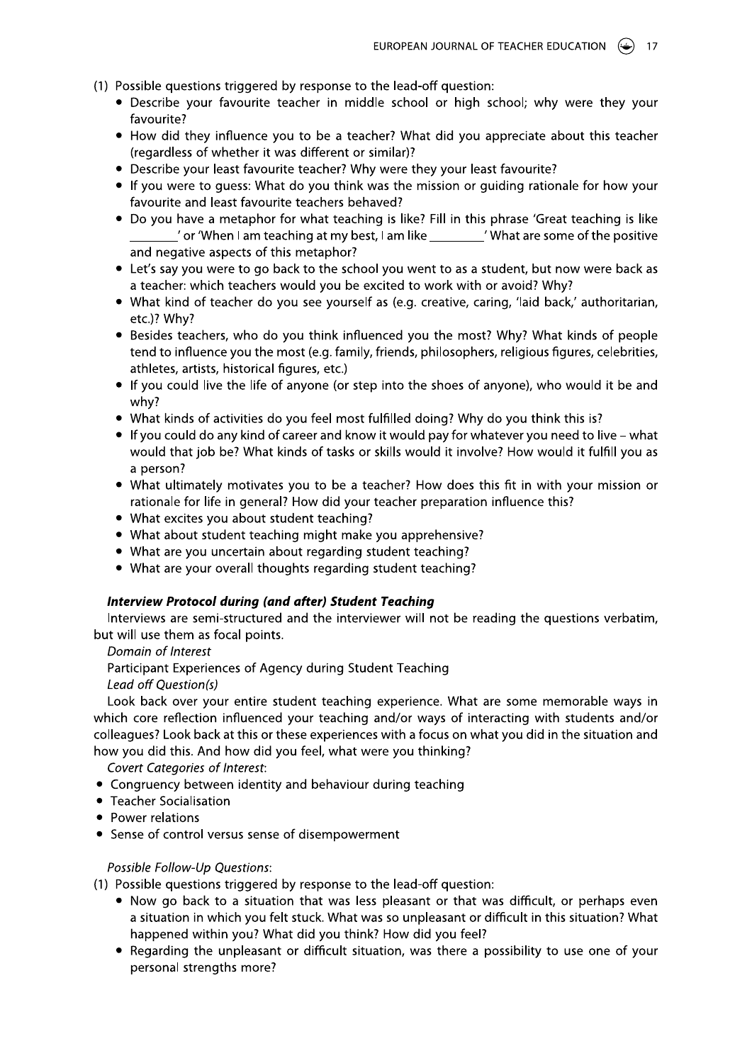(1) Possible questions triggered by response to the lead-off question:
   - Describe your favourite teacher in middle school or high school; why were they your favourite?
   - How did they influence you to be a teacher? What did you appreciate about this teacher (regardless of whether it was different or similar)?
   - Describe your least favourite teacher? Why were they your least favourite?
   - If you were to guess: What do you think was the mission or guiding rationale for how your favourite and least favourite teachers behaved?
   - Do you have a metaphor for what teaching is like? Fill in this phrase 'Great teaching is like ________' or 'When I am teaching at my best, I am like ________' What are some of the positive and negative aspects of this metaphor?
   - Let's say you were to go back to the school you went to as a student, but now were back as a teacher: which teachers would you be excited to work with or avoid? Why?
   - What kind of teacher do you see yourself as (e.g. creative, caring, 'laid back,' authoritarian, etc.)? Why?
   - Besides teachers, who do you think influenced you the most? Why? What kinds of people tend to influence you the most (e.g. family, friends, philosophers, religious figures, celebrities, athletes, artists, historical figures, etc.)
   - If you could live the life of anyone (or step into the shoes of anyone), who would it be and why?
   - What kinds of activities do you feel most fulfilled doing? Why do you think this is?
   - If you could do any kind of career and know it would pay for whatever you need to live – what would that job be? What kinds of tasks or skills would it involve? How would it fulfill you as a person?
   - What ultimately motivates you to be a teacher? How does this fit in with your mission or rationale for life in general? How did your teacher preparation influence this?
   - What excites you about student teaching?
   - What about student teaching might make you apprehensive?
   - What are you uncertain about regarding student teaching?
   - What are your overall thoughts regarding student teaching?

***Interview Protocol during (and after) Student Teaching***

Interviews are semi-structured and the interviewer will not be reading the questions verbatim, but will use them as focal points.

*Domain of Interest*

Participant Experiences of Agency during Student Teaching

*Lead off Question(s)*

Look back over your entire student teaching experience. What are some memorable ways in which core reflection influenced your teaching and/or ways of interacting with students and/or colleagues? Look back at this or these experiences with a focus on what you did in the situation and how you did this. And how did you feel, what were you thinking?

*Covert Categories of Interest*:

- Congruency between identity and behaviour during teaching
- Teacher Socialisation
- Power relations
- Sense of control versus sense of disempowerment

*Possible Follow-Up Questions*:

(1) Possible questions triggered by response to the lead-off question:
   - Now go back to a situation that was less pleasant or that was difficult, or perhaps even a situation in which you felt stuck. What was so unpleasant or difficult in this situation? What happened within you? What did you think? How did you feel?
   - Regarding the unpleasant or difficult situation, was there a possibility to use one of your personal strengths more?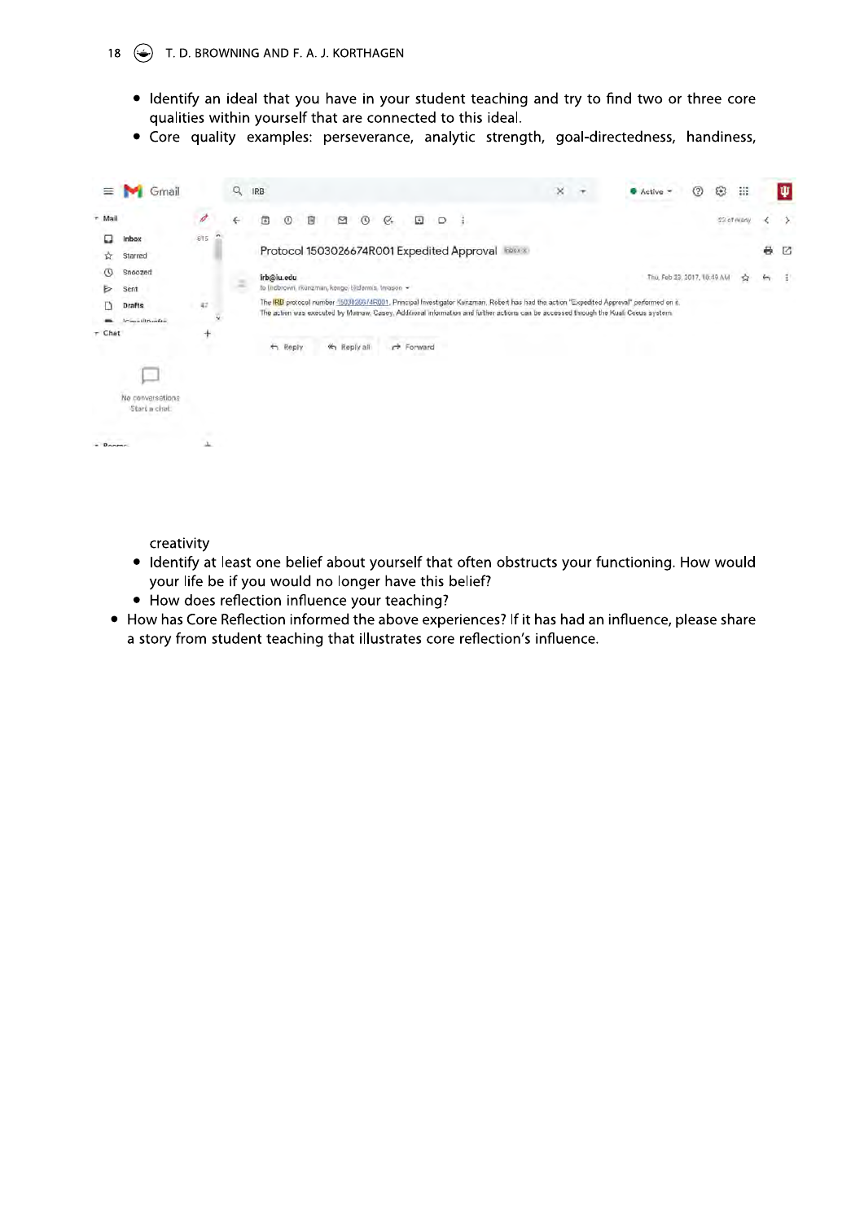- Identify an ideal that you have in your student teaching and try to find two or three core qualities within yourself that are connected to this ideal.
- Core quality examples: perseverance, analytic strength, goal-directedness, handiness, creativity
- Identify at least one belief about yourself that often obstructs your functioning. How would your life be if you would no longer have this belief?
- How does reflection influence your teaching?

- How has Core Reflection informed the above experiences? If it has had an influence, please share a story from student teaching that illustrates core reflection's influence.